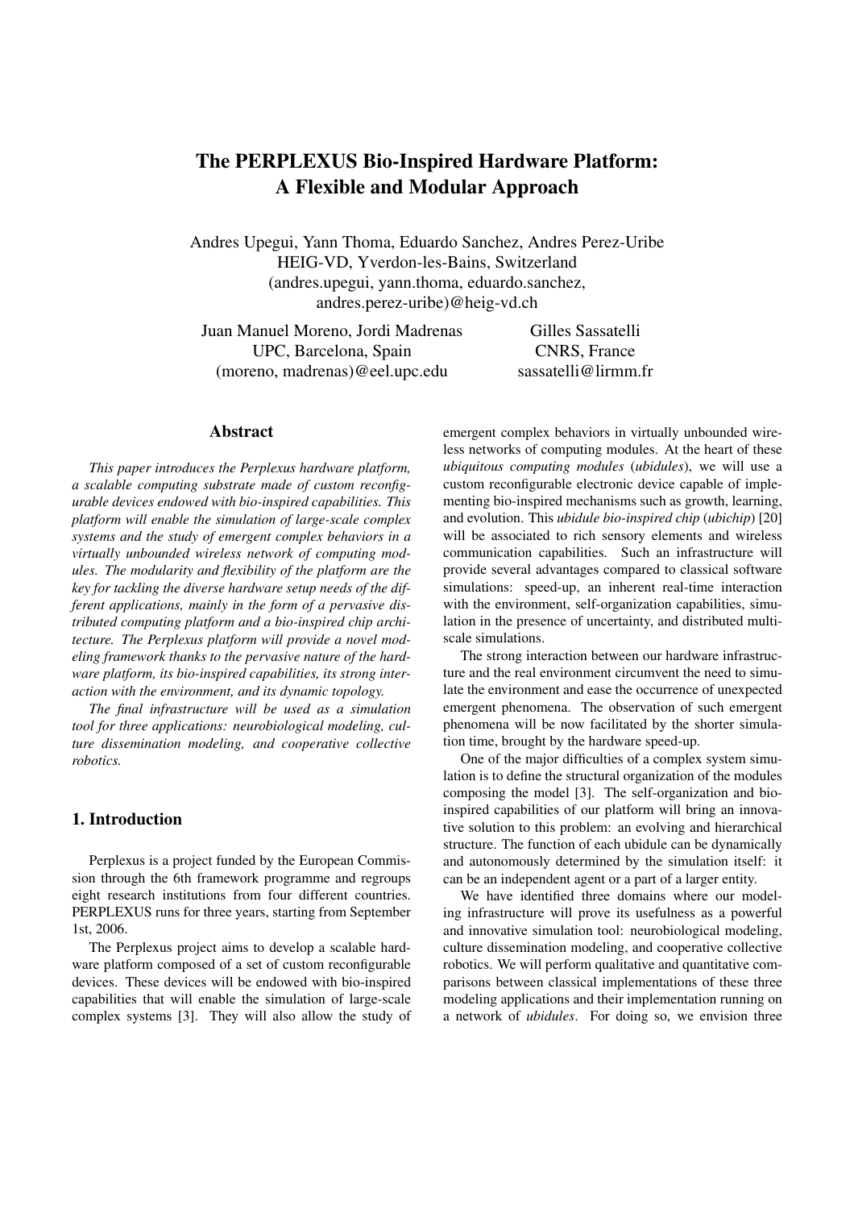# The PERPLEXUS Bio-Inspired Hardware Platform: A Flexible and Modular Approach

Andres Upegui, Yann Thoma, Eduardo Sanchez, Andres Perez-Uribe
HEIG-VD, Yverdon-les-Bains, Switzerland
(andres.upegui, yann.thoma, eduardo.sanchez, andres.perez-uribe)@heig-vd.ch

Juan Manuel Moreno, Jordi Madrenas
UPC, Barcelona, Spain
(moreno, madrenas)@eel.upc.edu

Gilles Sassatelli
CNRS, France
sassatelli@lirmm.fr

## Abstract

*This paper introduces the Perplexus hardware platform, a scalable computing substrate made of custom reconfigurable devices endowed with bio-inspired capabilities. This platform will enable the simulation of large-scale complex systems and the study of emergent complex behaviors in a virtually unbounded wireless network of computing modules. The modularity and flexibility of the platform are the key for tackling the diverse hardware setup needs of the different applications, mainly in the form of a pervasive distributed computing platform and a bio-inspired chip architecture. The Perplexus platform will provide a novel modeling framework thanks to the pervasive nature of the hardware platform, its bio-inspired capabilities, its strong interaction with the environment, and its dynamic topology.*

*The final infrastructure will be used as a simulation tool for three applications: neurobiological modeling, culture dissemination modeling, and cooperative collective robotics.*

## 1. Introduction

Perplexus is a project funded by the European Commission through the 6th framework programme and regroups eight research institutions from four different countries. PERPLEXUS runs for three years, starting from September 1st, 2006.

The Perplexus project aims to develop a scalable hardware platform composed of a set of custom reconfigurable devices. These devices will be endowed with bio-inspired capabilities that will enable the simulation of large-scale complex systems [3]. They will also allow the study of emergent complex behaviors in virtually unbounded wireless networks of computing modules. At the heart of these *ubiquitous computing modules* (*ubidules*), we will use a custom reconfigurable electronic device capable of implementing bio-inspired mechanisms such as growth, learning, and evolution. This *ubidule bio-inspired chip* (*ubichip*) [20] will be associated to rich sensory elements and wireless communication capabilities. Such an infrastructure will provide several advantages compared to classical software simulations: speed-up, an inherent real-time interaction with the environment, self-organization capabilities, simulation in the presence of uncertainty, and distributed multi-scale simulations.

The strong interaction between our hardware infrastructure and the real environment circumvent the need to simulate the environment and ease the occurrence of unexpected emergent phenomena. The observation of such emergent phenomena will be now facilitated by the shorter simulation time, brought by the hardware speed-up.

One of the major difficulties of a complex system simulation is to define the structural organization of the modules composing the model [3]. The self-organization and bio-inspired capabilities of our platform will bring an innovative solution to this problem: an evolving and hierarchical structure. The function of each ubidule can be dynamically and autonomously determined by the simulation itself: it can be an independent agent or a part of a larger entity.

We have identified three domains where our modeling infrastructure will prove its usefulness as a powerful and innovative simulation tool: neurobiological modeling, culture dissemination modeling, and cooperative collective robotics. We will perform qualitative and quantitative comparisons between classical implementations of these three modeling applications and their implementation running on a network of *ubidules*. For doing so, we envision three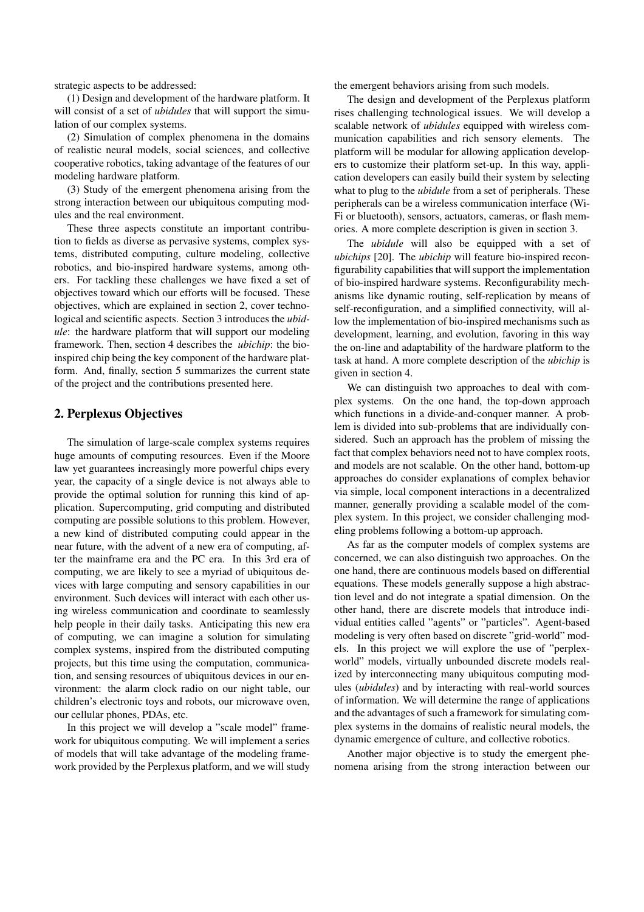strategic aspects to be addressed:

(1) Design and development of the hardware platform. It will consist of a set of *ubidules* that will support the simulation of our complex systems.

(2) Simulation of complex phenomena in the domains of realistic neural models, social sciences, and collective cooperative robotics, taking advantage of the features of our modeling hardware platform.

(3) Study of the emergent phenomena arising from the strong interaction between our ubiquitous computing modules and the real environment.

These three aspects constitute an important contribution to fields as diverse as pervasive systems, complex systems, distributed computing, culture modeling, collective robotics, and bio-inspired hardware systems, among others. For tackling these challenges we have fixed a set of objectives toward which our efforts will be focused. These objectives, which are explained in section 2, cover technological and scientific aspects. Section 3 introduces the *ubidule*: the hardware platform that will support our modeling framework. Then, section 4 describes the *ubichip*: the bio-inspired chip being the key component of the hardware platform. And, finally, section 5 summarizes the current state of the project and the contributions presented here.

## 2. Perplexus Objectives

The simulation of large-scale complex systems requires huge amounts of computing resources. Even if the Moore law yet guarantees increasingly more powerful chips every year, the capacity of a single device is not always able to provide the optimal solution for running this kind of application. Supercomputing, grid computing and distributed computing are possible solutions to this problem. However, a new kind of distributed computing could appear in the near future, with the advent of a new era of computing, after the mainframe era and the PC era. In this 3rd era of computing, we are likely to see a myriad of ubiquitous devices with large computing and sensory capabilities in our environment. Such devices will interact with each other using wireless communication and coordinate to seamlessly help people in their daily tasks. Anticipating this new era of computing, we can imagine a solution for simulating complex systems, inspired from the distributed computing projects, but this time using the computation, communication, and sensing resources of ubiquitous devices in our environment: the alarm clock radio on our night table, our children's electronic toys and robots, our microwave oven, our cellular phones, PDAs, etc.

In this project we will develop a "scale model" framework for ubiquitous computing. We will implement a series of models that will take advantage of the modeling framework provided by the Perplexus platform, and we will study the emergent behaviors arising from such models.

The design and development of the Perplexus platform rises challenging technological issues. We will develop a scalable network of *ubidules* equipped with wireless communication capabilities and rich sensory elements. The platform will be modular for allowing application developers to customize their platform set-up. In this way, application developers can easily build their system by selecting what to plug to the *ubidule* from a set of peripherals. These peripherals can be a wireless communication interface (Wi-Fi or bluetooth), sensors, actuators, cameras, or flash memories. A more complete description is given in section 3.

The *ubidule* will also be equipped with a set of *ubichips* [20]. The *ubichip* will feature bio-inspired reconfigurability capabilities that will support the implementation of bio-inspired hardware systems. Reconfigurability mechanisms like dynamic routing, self-replication by means of self-reconfiguration, and a simplified connectivity, will allow the implementation of bio-inspired mechanisms such as development, learning, and evolution, favoring in this way the on-line and adaptability of the hardware platform to the task at hand. A more complete description of the *ubichip* is given in section 4.

We can distinguish two approaches to deal with complex systems. On the one hand, the top-down approach which functions in a divide-and-conquer manner. A problem is divided into sub-problems that are individually considered. Such an approach has the problem of missing the fact that complex behaviors need not to have complex roots, and models are not scalable. On the other hand, bottom-up approaches do consider explanations of complex behavior via simple, local component interactions in a decentralized manner, generally providing a scalable model of the complex system. In this project, we consider challenging modeling problems following a bottom-up approach.

As far as the computer models of complex systems are concerned, we can also distinguish two approaches. On the one hand, there are continuous models based on differential equations. These models generally suppose a high abstraction level and do not integrate a spatial dimension. On the other hand, there are discrete models that introduce individual entities called "agents" or "particles". Agent-based modeling is very often based on discrete "grid-world" models. In this project we will explore the use of "perplex-world" models, virtually unbounded discrete models realized by interconnecting many ubiquitous computing modules (*ubidules*) and by interacting with real-world sources of information. We will determine the range of applications and the advantages of such a framework for simulating complex systems in the domains of realistic neural models, the dynamic emergence of culture, and collective robotics.

Another major objective is to study the emergent phenomena arising from the strong interaction between our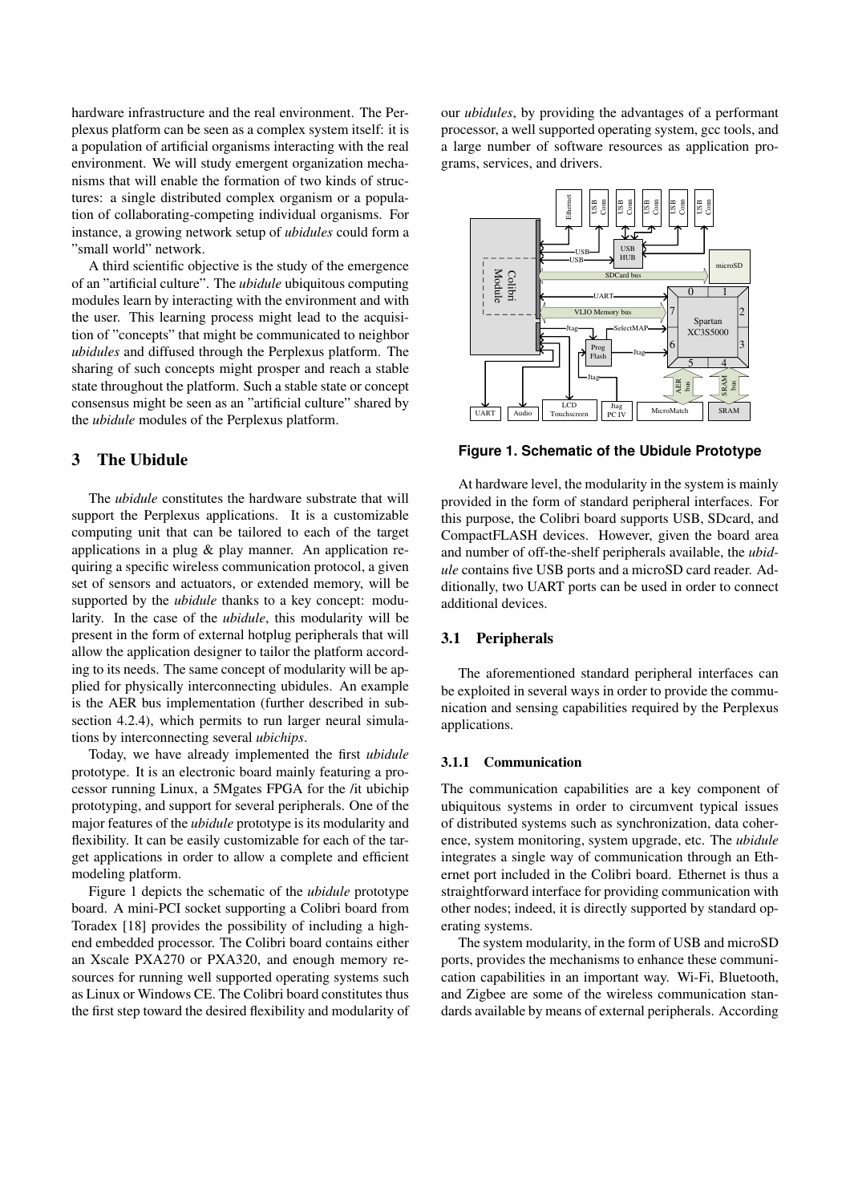hardware infrastructure and the real environment. The Perplexus platform can be seen as a complex system itself: it is a population of artificial organisms interacting with the real environment. We will study emergent organization mechanisms that will enable the formation of two kinds of structures: a single distributed complex organism or a population of collaborating-competing individual organisms. For instance, a growing network setup of *ubidules* could form a "small world" network.

A third scientific objective is the study of the emergence of an "artificial culture". The *ubidule* ubiquitous computing modules learn by interacting with the environment and with the user. This learning process might lead to the acquisition of "concepts" that might be communicated to neighbor *ubidules* and diffused through the Perplexus platform. The sharing of such concepts might prosper and reach a stable state throughout the platform. Such a stable state or concept consensus might be seen as an "artificial culture" shared by the *ubidule* modules of the Perplexus platform.

## 3 The Ubidule

The *ubidule* constitutes the hardware substrate that will support the Perplexus applications. It is a customizable computing unit that can be tailored to each of the target applications in a plug & play manner. An application requiring a specific wireless communication protocol, a given set of sensors and actuators, or extended memory, will be supported by the *ubidule* thanks to a key concept: modularity. In the case of the *ubidule*, this modularity will be present in the form of external hotplug peripherals that will allow the application designer to tailor the platform according to its needs. The same concept of modularity will be applied for physically interconnecting ubidules. An example is the AER bus implementation (further described in subsection 4.2.4), which permits to run larger neural simulations by interconnecting several *ubichips*.

Today, we have already implemented the first *ubidule* prototype. It is an electronic board mainly featuring a processor running Linux, a 5Mgates FPGA for the /it ubichip prototyping, and support for several peripherals. One of the major features of the *ubidule* prototype is its modularity and flexibility. It can be easily customizable for each of the target applications in order to allow a complete and efficient modeling platform.

Figure 1 depicts the schematic of the *ubidule* prototype board. A mini-PCI socket supporting a Colibri board from Toradex [18] provides the possibility of including a high-end embedded processor. The Colibri board contains either an Xscale PXA270 or PXA320, and enough memory resources for running well supported operating systems such as Linux or Windows CE. The Colibri board constitutes thus the first step toward the desired flexibility and modularity of our *ubidules*, by providing the advantages of a performant processor, a well supported operating system, gcc tools, and a large number of software resources as application programs, services, and drivers.

**Figure 1. Schematic of the Ubidule Prototype**

At hardware level, the modularity in the system is mainly provided in the form of standard peripheral interfaces. For this purpose, the Colibri board supports USB, SDcard, and CompactFLASH devices. However, given the board area and number of off-the-shelf peripherals available, the *ubidule* contains five USB ports and a microSD card reader. Additionally, two UART ports can be used in order to connect additional devices.

### 3.1 Peripherals

The aforementioned standard peripheral interfaces can be exploited in several ways in order to provide the communication and sensing capabilities required by the Perplexus applications.

#### 3.1.1 Communication

The communication capabilities are a key component of ubiquitous systems in order to circumvent typical issues of distributed systems such as synchronization, data coherence, system monitoring, system upgrade, etc. The *ubidule* integrates a single way of communication through an Ethernet port included in the Colibri board. Ethernet is thus a straightforward interface for providing communication with other nodes; indeed, it is directly supported by standard operating systems.

The system modularity, in the form of USB and microSD ports, provides the mechanisms to enhance these communication capabilities in an important way. Wi-Fi, Bluetooth, and Zigbee are some of the wireless communication standards available by means of external peripherals. According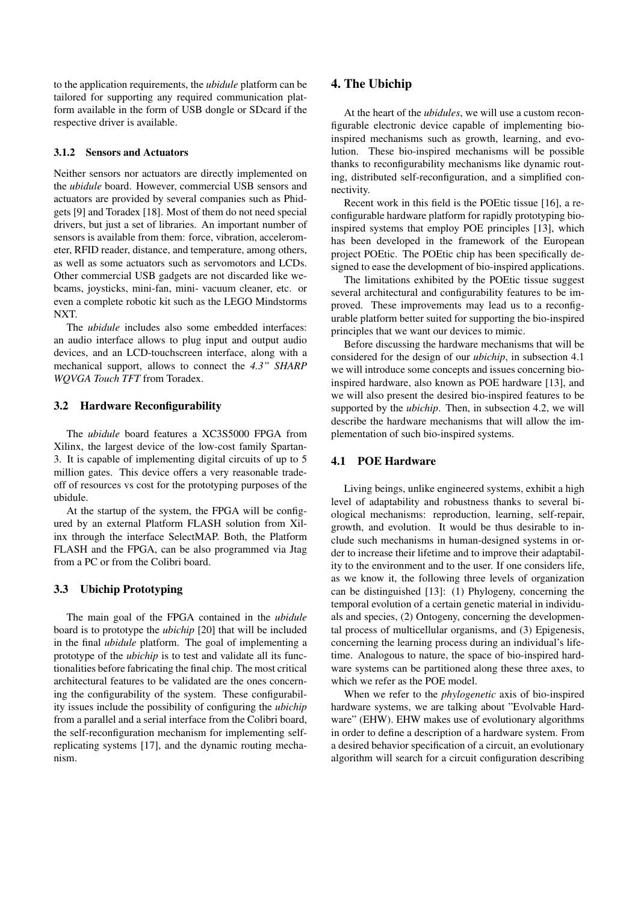to the application requirements, the *ubidule* platform can be tailored for supporting any required communication platform available in the form of USB dongle or SDcard if the respective driver is available.

#### 3.1.2 Sensors and Actuators

Neither sensors nor actuators are directly implemented on the *ubidule* board. However, commercial USB sensors and actuators are provided by several companies such as Phidgets [9] and Toradex [18]. Most of them do not need special drivers, but just a set of libraries. An important number of sensors is available from them: force, vibration, accelerometer, RFID reader, distance, and temperature, among others, as well as some actuators such as servomotors and LCDs. Other commercial USB gadgets are not discarded like webcams, joysticks, mini-fan, mini- vacuum cleaner, etc. or even a complete robotic kit such as the LEGO Mindstorms NXT.

The *ubidule* includes also some embedded interfaces: an audio interface allows to plug input and output audio devices, and an LCD-touchscreen interface, along with a mechanical support, allows to connect the *4.3" SHARP WQVGA Touch TFT* from Toradex.

### 3.2 Hardware Reconfigurability

The *ubidule* board features a XC3S5000 FPGA from Xilinx, the largest device of the low-cost family Spartan-3. It is capable of implementing digital circuits of up to 5 million gates. This device offers a very reasonable tradeoff of resources vs cost for the prototyping purposes of the ubidule.

At the startup of the system, the FPGA will be configured by an external Platform FLASH solution from Xilinx through the interface SelectMAP. Both, the Platform FLASH and the FPGA, can be also programmed via Jtag from a PC or from the Colibri board.

### 3.3 Ubichip Prototyping

The main goal of the FPGA contained in the *ubidule* board is to prototype the *ubichip* [20] that will be included in the final *ubidule* platform. The goal of implementing a prototype of the *ubichip* is to test and validate all its functionalities before fabricating the final chip. The most critical architectural features to be validated are the ones concerning the configurability of the system. These configurability issues include the possibility of configuring the *ubichip* from a parallel and a serial interface from the Colibri board, the self-reconfiguration mechanism for implementing self-replicating systems [17], and the dynamic routing mechanism.

## 4. The Ubichip

At the heart of the *ubidules*, we will use a custom reconfigurable electronic device capable of implementing bio-inspired mechanisms such as growth, learning, and evolution. These bio-inspired mechanisms will be possible thanks to reconfigurability mechanisms like dynamic routing, distributed self-reconfiguration, and a simplified connectivity.

Recent work in this field is the POEtic tissue [16], a reconfigurable hardware platform for rapidly prototyping bio-inspired systems that employ POE principles [13], which has been developed in the framework of the European project POEtic. The POEtic chip has been specifically designed to ease the development of bio-inspired applications.

The limitations exhibited by the POEtic tissue suggest several architectural and configurability features to be improved. These improvements may lead us to a reconfigurable platform better suited for supporting the bio-inspired principles that we want our devices to mimic.

Before discussing the hardware mechanisms that will be considered for the design of our *ubichip*, in subsection 4.1 we will introduce some concepts and issues concerning bio-inspired hardware, also known as POE hardware [13], and we will also present the desired bio-inspired features to be supported by the *ubichip*. Then, in subsection 4.2, we will describe the hardware mechanisms that will allow the implementation of such bio-inspired systems.

### 4.1 POE Hardware

Living beings, unlike engineered systems, exhibit a high level of adaptability and robustness thanks to several biological mechanisms: reproduction, learning, self-repair, growth, and evolution. It would be thus desirable to include such mechanisms in human-designed systems in order to increase their lifetime and to improve their adaptability to the environment and to the user. If one considers life, as we know it, the following three levels of organization can be distinguished [13]: (1) Phylogeny, concerning the temporal evolution of a certain genetic material in individuals and species, (2) Ontogeny, concerning the developmental process of multicellular organisms, and (3) Epigenesis, concerning the learning process during an individual's lifetime. Analogous to nature, the space of bio-inspired hardware systems can be partitioned along these three axes, to which we refer as the POE model.

When we refer to the *phylogenetic* axis of bio-inspired hardware systems, we are talking about "Evolvable Hardware" (EHW). EHW makes use of evolutionary algorithms in order to define a description of a hardware system. From a desired behavior specification of a circuit, an evolutionary algorithm will search for a circuit configuration describing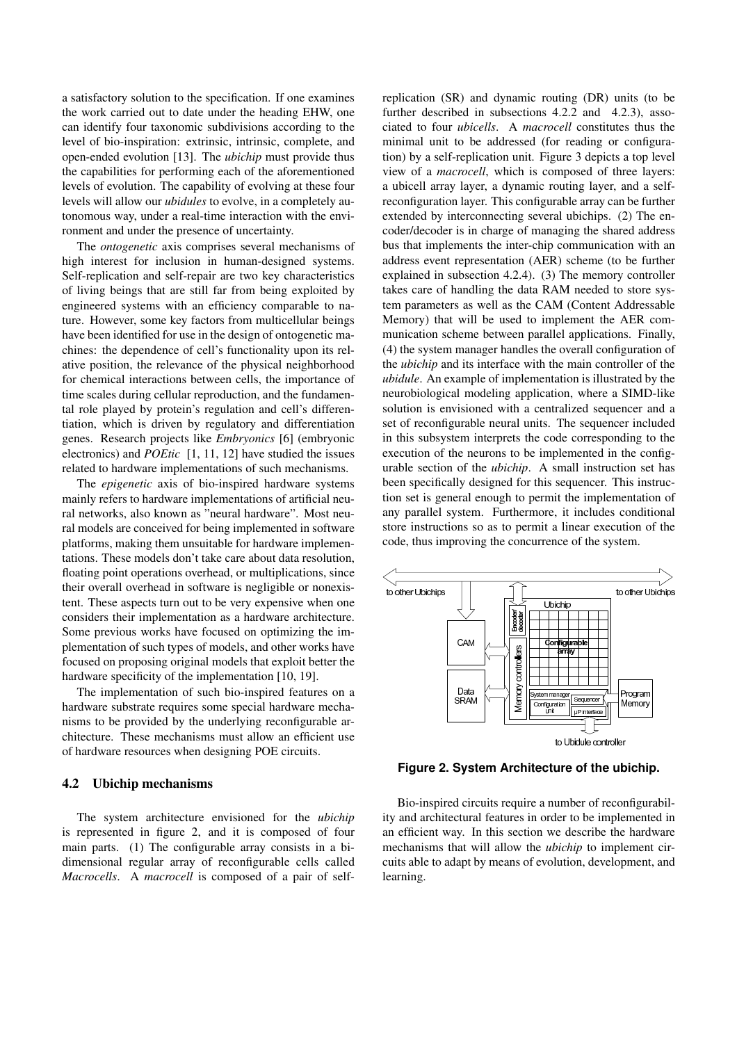a satisfactory solution to the specification. If one examines the work carried out to date under the heading EHW, one can identify four taxonomic subdivisions according to the level of bio-inspiration: extrinsic, intrinsic, complete, and open-ended evolution [13]. The *ubichip* must provide thus the capabilities for performing each of the aforementioned levels of evolution. The capability of evolving at these four levels will allow our *ubidules* to evolve, in a completely autonomous way, under a real-time interaction with the environment and under the presence of uncertainty.

The *ontogenetic* axis comprises several mechanisms of high interest for inclusion in human-designed systems. Self-replication and self-repair are two key characteristics of living beings that are still far from being exploited by engineered systems with an efficiency comparable to nature. However, some key factors from multicellular beings have been identified for use in the design of ontogenetic machines: the dependence of cell's functionality upon its relative position, the relevance of the physical neighborhood for chemical interactions between cells, the importance of time scales during cellular reproduction, and the fundamental role played by protein's regulation and cell's differentiation, which is driven by regulatory and differentiation genes. Research projects like *Embryonics* [6] (embryonic electronics) and *POEtic* [1, 11, 12] have studied the issues related to hardware implementations of such mechanisms.

The *epigenetic* axis of bio-inspired hardware systems mainly refers to hardware implementations of artificial neural networks, also known as "neural hardware". Most neural models are conceived for being implemented in software platforms, making them unsuitable for hardware implementations. These models don't take care about data resolution, floating point operations overhead, or multiplications, since their overall overhead in software is negligible or nonexistent. These aspects turn out to be very expensive when one considers their implementation as a hardware architecture. Some previous works have focused on optimizing the implementation of such types of models, and other works have focused on proposing original models that exploit better the hardware specificity of the implementation [10, 19].

The implementation of such bio-inspired features on a hardware substrate requires some special hardware mechanisms to be provided by the underlying reconfigurable architecture. These mechanisms must allow an efficient use of hardware resources when designing POE circuits.

### 4.2 Ubichip mechanisms

The system architecture envisioned for the *ubichip* is represented in figure 2, and it is composed of four main parts. (1) The configurable array consists in a bi-dimensional regular array of reconfigurable cells called *Macrocells*. A *macrocell* is composed of a pair of self-replication (SR) and dynamic routing (DR) units (to be further described in subsections 4.2.2 and 4.2.3), associated to four *ubicells*. A *macrocell* constitutes thus the minimal unit to be addressed (for reading or configuration) by a self-replication unit. Figure 3 depicts a top level view of a *macrocell*, which is composed of three layers: a ubicell array layer, a dynamic routing layer, and a self-reconfiguration layer. This configurable array can be further extended by interconnecting several ubichips. (2) The encoder/decoder is in charge of managing the shared address bus that implements the inter-chip communication with an address event representation (AER) scheme (to be further explained in subsection 4.2.4). (3) The memory controller takes care of handling the data RAM needed to store system parameters as well as the CAM (Content Addressable Memory) that will be used to implement the AER communication scheme between parallel applications. Finally, (4) the system manager handles the overall configuration of the *ubichip* and its interface with the main controller of the *ubidule*. An example of implementation is illustrated by the neurobiological modeling application, where a SIMD-like solution is envisioned with a centralized sequencer and a set of reconfigurable neural units. The sequencer included in this subsystem interprets the code corresponding to the execution of the neurons to be implemented in the configurable section of the *ubichip*. A small instruction set has been specifically designed for this sequencer. This instruction set is general enough to permit the implementation of any parallel system. Furthermore, it includes conditional store instructions so as to permit a linear execution of the code, thus improving the concurrence of the system.

**Figure 2. System Architecture of the ubichip.**

Bio-inspired circuits require a number of reconfigurability and architectural features in order to be implemented in an efficient way. In this section we describe the hardware mechanisms that will allow the *ubichip* to implement circuits able to adapt by means of evolution, development, and learning.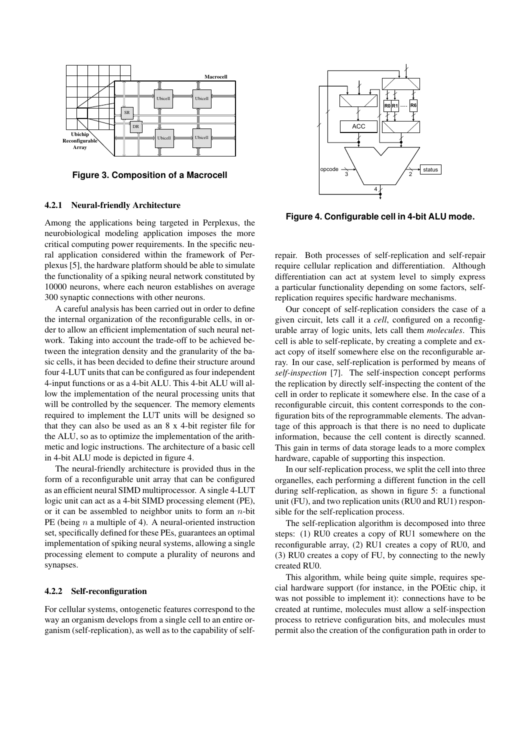**Figure 3. Composition of a Macrocell**

#### 4.2.1 Neural-friendly Architecture

Among the applications being targeted in Perplexus, the neurobiological modeling application imposes the more critical computing power requirements. In the specific neural application considered within the framework of Perplexus [5], the hardware platform should be able to simulate the functionality of a spiking neural network constituted by 10000 neurons, where each neuron establishes on average 300 synaptic connections with other neurons.

A careful analysis has been carried out in order to define the internal organization of the reconfigurable cells, in order to allow an efficient implementation of such neural network. Taking into account the trade-off to be achieved between the integration density and the granularity of the basic cells, it has been decided to define their structure around four 4-LUT units that can be configured as four independent 4-input functions or as a 4-bit ALU. This 4-bit ALU will allow the implementation of the neural processing units that will be controlled by the sequencer. The memory elements required to implement the LUT units will be designed so that they can also be used as an 8 x 4-bit register file for the ALU, so as to optimize the implementation of the arithmetic and logic instructions. The architecture of a basic cell in 4-bit ALU mode is depicted in figure 4.

The neural-friendly architecture is provided thus in the form of a reconfigurable unit array that can be configured as an efficient neural SIMD multiprocessor. A single 4-LUT logic unit can act as a 4-bit SIMD processing element (PE), or it can be assembled to neighbor units to form an $n$-bit PE (being $n$ a multiple of 4). A neural-oriented instruction set, specifically defined for these PEs, guarantees an optimal implementation of spiking neural systems, allowing a single processing element to compute a plurality of neurons and synapses.

#### 4.2.2 Self-reconfiguration

For cellular systems, ontogenetic features correspond to the way an organism develops from a single cell to an entire organism (self-replication), as well as to the capability of self-repair. Both processes of self-replication and self-repair require cellular replication and differentiation. Although differentiation can act at system level to simply express a particular functionality depending on some factors, self-replication requires specific hardware mechanisms.

**Figure 4. Configurable cell in 4-bit ALU mode.**

Our concept of self-replication considers the case of a given circuit, lets call it a *cell*, configured on a reconfigurable array of logic units, lets call them *molecules*. This cell is able to self-replicate, by creating a complete and exact copy of itself somewhere else on the reconfigurable array. In our case, self-replication is performed by means of *self-inspection* [7]. The self-inspection concept performs the replication by directly self-inspecting the content of the cell in order to replicate it somewhere else. In the case of a reconfigurable circuit, this content corresponds to the configuration bits of the reprogrammable elements. The advantage of this approach is that there is no need to duplicate information, because the cell content is directly scanned. This gain in terms of data storage leads to a more complex hardware, capable of supporting this inspection.

In our self-replication process, we split the cell into three organelles, each performing a different function in the cell during self-replication, as shown in figure 5: a functional unit (FU), and two replication units (RU0 and RU1) responsible for the self-replication process.

The self-replication algorithm is decomposed into three steps: (1) RU0 creates a copy of RU1 somewhere on the reconfigurable array, (2) RU1 creates a copy of RU0, and (3) RU0 creates a copy of FU, by connecting to the newly created RU0.

This algorithm, while being quite simple, requires special hardware support (for instance, in the POEtic chip, it was not possible to implement it): connections have to be created at runtime, molecules must allow a self-inspection process to retrieve configuration bits, and molecules must permit also the creation of the configuration path in order to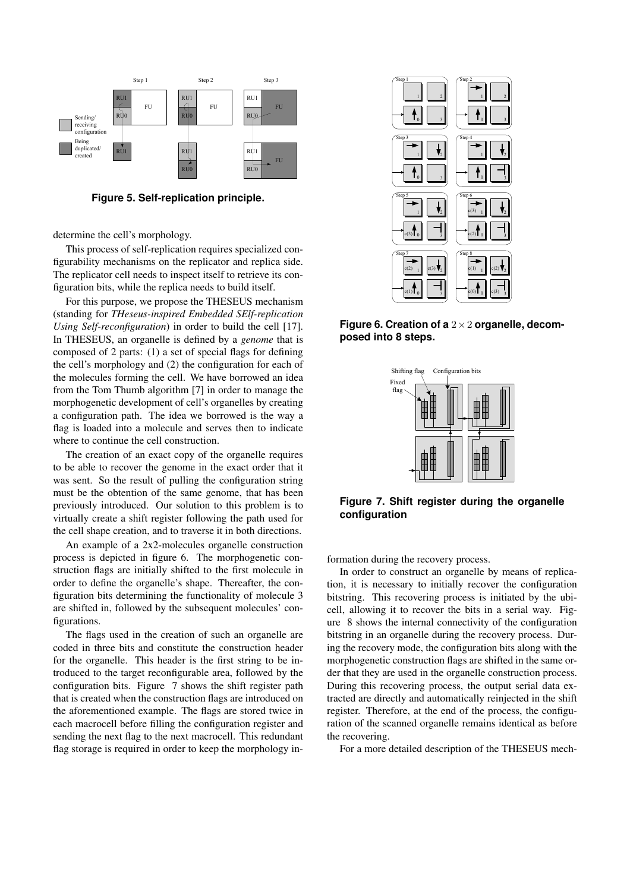Figure 5. Self-replication principle.

determine the cell's morphology.

This process of self-replication requires specialized configurability mechanisms on the replicator and replica side. The replicator cell needs to inspect itself to retrieve its configuration bits, while the replica needs to build itself.

For this purpose, we propose the THESEUS mechanism (standing for *THeseus-inspired Embedded SElf-replication Using Self-reconfiguration*) in order to build the cell [17]. In THESEUS, an organelle is defined by a *genome* that is composed of 2 parts: (1) a set of special flags for defining the cell's morphology and (2) the configuration for each of the molecules forming the cell. We have borrowed an idea from the Tom Thumb algorithm [7] in order to manage the morphogenetic development of cell's organelles by creating a configuration path. The idea we borrowed is the way a flag is loaded into a molecule and serves then to indicate where to continue the cell construction.

The creation of an exact copy of the organelle requires to be able to recover the genome in the exact order that it was sent. So the result of pulling the configuration string must be the obtention of the same genome, that has been previously introduced. Our solution to this problem is to virtually create a shift register following the path used for the cell shape creation, and to traverse it in both directions.

An example of a 2x2-molecules organelle construction process is depicted in figure 6. The morphogenetic construction flags are initially shifted to the first molecule in order to define the organelle's shape. Thereafter, the configuration bits determining the functionality of molecule 3 are shifted in, followed by the subsequent molecules' configurations.

The flags used in the creation of such an organelle are coded in three bits and constitute the construction header for the organelle. This header is the first string to be introduced to the target reconfigurable area, followed by the configuration bits. Figure 7 shows the shift register path that is created when the construction flags are introduced on the aforementioned example. The flags are stored twice in each macrocell before filling the configuration register and sending the next flag to the next macrocell. This redundant flag storage is required in order to keep the morphology information during the recovery process.

Figure 6. Creation of a $2 \times 2$ organelle, decomposed into 8 steps.

Figure 7. Shift register during the organelle configuration

In order to construct an organelle by means of replication, it is necessary to initially recover the configuration bitstring. This recovering process is initiated by the ubicell, allowing it to recover the bits in a serial way. Figure 8 shows the internal connectivity of the configuration bitstring in an organelle during the recovery process. During the recovery mode, the configuration bits along with the morphogenetic construction flags are shifted in the same order that they are used in the organelle construction process. During this recovering process, the output serial data extracted are directly and automatically reinjected in the shift register. Therefore, at the end of the process, the configuration of the scanned organelle remains identical as before the recovering.

For a more detailed description of the THESEUS mech-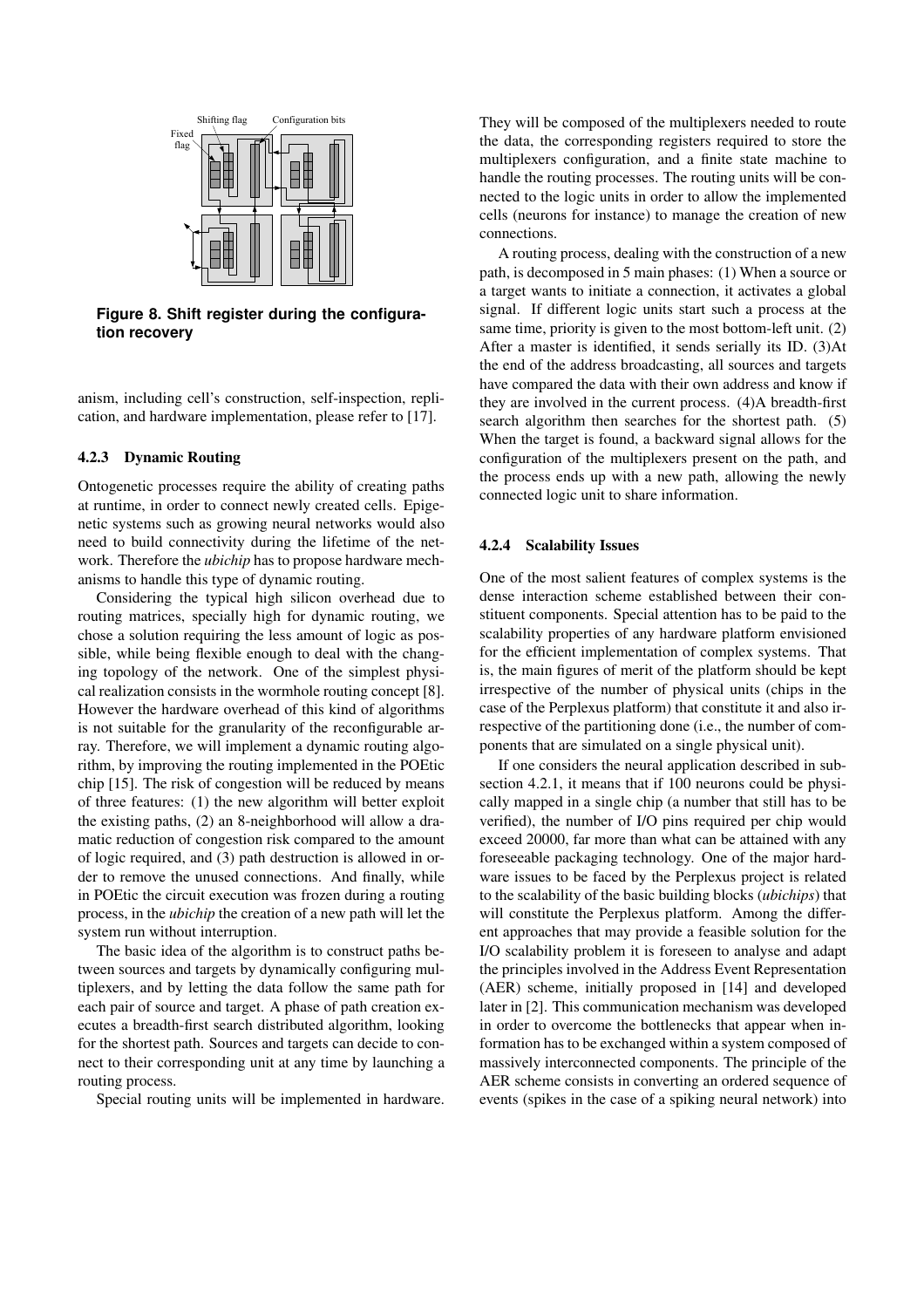**Figure 8. Shift register during the configuration recovery**

anism, including cell's construction, self-inspection, replication, and hardware implementation, please refer to [17].

### 4.2.3 Dynamic Routing

Ontogenetic processes require the ability of creating paths at runtime, in order to connect newly created cells. Epigenetic systems such as growing neural networks would also need to build connectivity during the lifetime of the network. Therefore the *ubichip* has to propose hardware mechanisms to handle this type of dynamic routing.

Considering the typical high silicon overhead due to routing matrices, specially high for dynamic routing, we chose a solution requiring the less amount of logic as possible, while being flexible enough to deal with the changing topology of the network. One of the simplest physical realization consists in the wormhole routing concept [8]. However the hardware overhead of this kind of algorithms is not suitable for the granularity of the reconfigurable array. Therefore, we will implement a dynamic routing algorithm, by improving the routing implemented in the POEtic chip [15]. The risk of congestion will be reduced by means of three features: (1) the new algorithm will better exploit the existing paths, (2) an 8-neighborhood will allow a dramatic reduction of congestion risk compared to the amount of logic required, and (3) path destruction is allowed in order to remove the unused connections. And finally, while in POEtic the circuit execution was frozen during a routing process, in the *ubichip* the creation of a new path will let the system run without interruption.

The basic idea of the algorithm is to construct paths between sources and targets by dynamically configuring multiplexers, and by letting the data follow the same path for each pair of source and target. A phase of path creation executes a breadth-first search distributed algorithm, looking for the shortest path. Sources and targets can decide to connect to their corresponding unit at any time by launching a routing process.

Special routing units will be implemented in hardware. They will be composed of the multiplexers needed to route the data, the corresponding registers required to store the multiplexers configuration, and a finite state machine to handle the routing processes. The routing units will be connected to the logic units in order to allow the implemented cells (neurons for instance) to manage the creation of new connections.

A routing process, dealing with the construction of a new path, is decomposed in 5 main phases: (1) When a source or a target wants to initiate a connection, it activates a global signal. If different logic units start such a process at the same time, priority is given to the most bottom-left unit. (2) After a master is identified, it sends serially its ID. (3)At the end of the address broadcasting, all sources and targets have compared the data with their own address and know if they are involved in the current process. (4)A breadth-first search algorithm then searches for the shortest path. (5) When the target is found, a backward signal allows for the configuration of the multiplexers present on the path, and the process ends up with a new path, allowing the newly connected logic unit to share information.

### 4.2.4 Scalability Issues

One of the most salient features of complex systems is the dense interaction scheme established between their constituent components. Special attention has to be paid to the scalability properties of any hardware platform envisioned for the efficient implementation of complex systems. That is, the main figures of merit of the platform should be kept irrespective of the number of physical units (chips in the case of the Perplexus platform) that constitute it and also irrespective of the partitioning done (i.e., the number of components that are simulated on a single physical unit).

If one considers the neural application described in subsection 4.2.1, it means that if 100 neurons could be physically mapped in a single chip (a number that still has to be verified), the number of I/O pins required per chip would exceed 20000, far more than what can be attained with any foreseeable packaging technology. One of the major hardware issues to be faced by the Perplexus project is related to the scalability of the basic building blocks (*ubichips*) that will constitute the Perplexus platform. Among the different approaches that may provide a feasible solution for the I/O scalability problem it is foreseen to analyse and adapt the principles involved in the Address Event Representation (AER) scheme, initially proposed in [14] and developed later in [2]. This communication mechanism was developed in order to overcome the bottlenecks that appear when information has to be exchanged within a system composed of massively interconnected components. The principle of the AER scheme consists in converting an ordered sequence of events (spikes in the case of a spiking neural network) into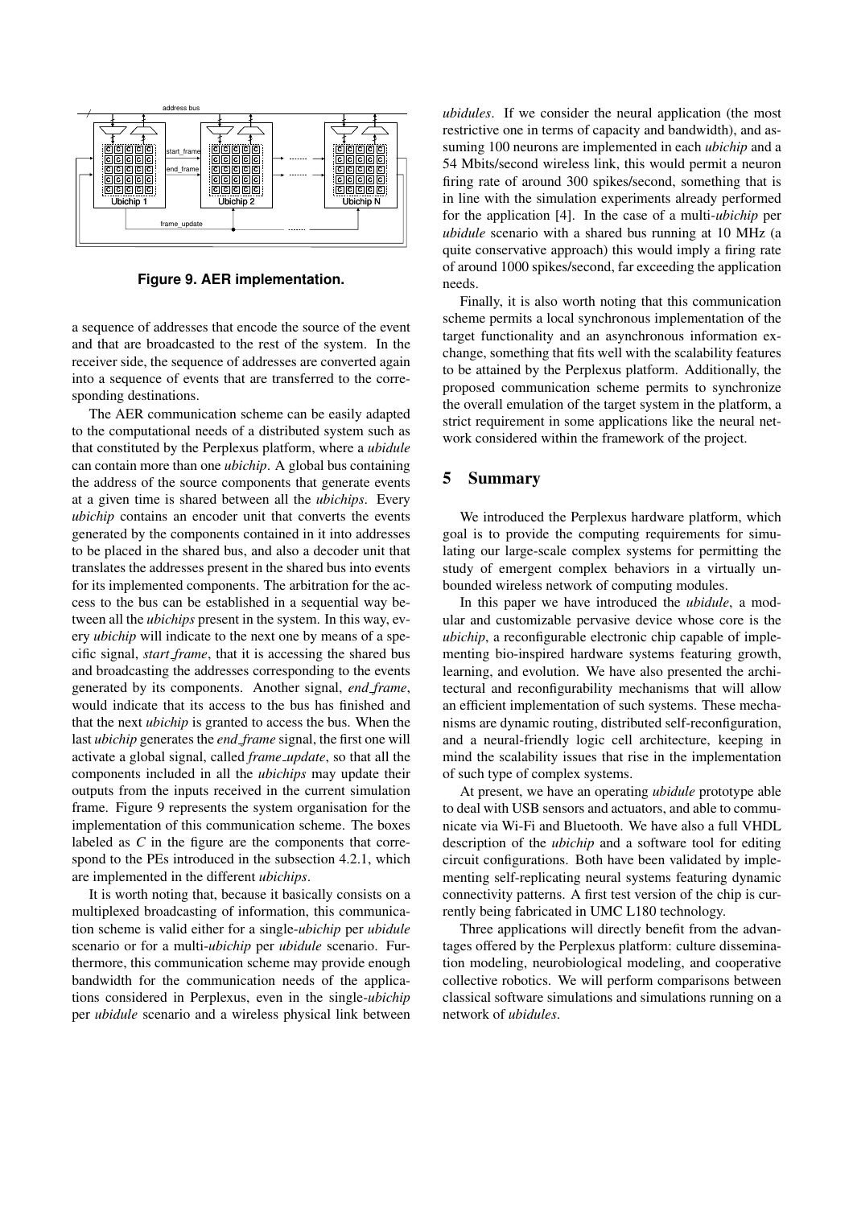address bus

start_frame

end_frame

Ubichip 1

Ubichip 2

Ubichip N

frame_update

**Figure 9. AER implementation.**

a sequence of addresses that encode the source of the event and that are broadcasted to the rest of the system. In the receiver side, the sequence of addresses are converted again into a sequence of events that are transferred to the corresponding destinations.

The AER communication scheme can be easily adapted to the computational needs of a distributed system such as that constituted by the Perplexus platform, where a *ubidule* can contain more than one *ubichip*. A global bus containing the address of the source components that generate events at a given time is shared between all the *ubichips*. Every *ubichip* contains an encoder unit that converts the events generated by the components contained in it into addresses to be placed in the shared bus, and also a decoder unit that translates the addresses present in the shared bus into events for its implemented components. The arbitration for the access to the bus can be established in a sequential way between all the *ubichips* present in the system. In this way, every *ubichip* will indicate to the next one by means of a specific signal, *start_frame*, that it is accessing the shared bus and broadcasting the addresses corresponding to the events generated by its components. Another signal, *end_frame*, would indicate that its access to the bus has finished and that the next *ubichip* is granted to access the bus. When the last *ubichip* generates the *end_frame* signal, the first one will activate a global signal, called *frame_update*, so that all the components included in all the *ubichips* may update their outputs from the inputs received in the current simulation frame. Figure 9 represents the system organisation for the implementation of this communication scheme. The boxes labeled as *C* in the figure are the components that correspond to the PEs introduced in the subsection 4.2.1, which are implemented in the different *ubichips*.

It is worth noting that, because it basically consists on a multiplexed broadcasting of information, this communication scheme is valid either for a single-*ubichip* per *ubidule* scenario or for a multi-*ubichip* per *ubidule* scenario. Furthermore, this communication scheme may provide enough bandwidth for the communication needs of the applications considered in Perplexus, even in the single-*ubichip* per *ubidule* scenario and a wireless physical link between *ubidules*. If we consider the neural application (the most restrictive one in terms of capacity and bandwidth), and assuming 100 neurons are implemented in each *ubichip* and a 54 Mbits/second wireless link, this would permit a neuron firing rate of around 300 spikes/second, something that is in line with the simulation experiments already performed for the application [4]. In the case of a multi-*ubichip* per *ubidule* scenario with a shared bus running at 10 MHz (a quite conservative approach) this would imply a firing rate of around 1000 spikes/second, far exceeding the application needs.

Finally, it is also worth noting that this communication scheme permits a local synchronous implementation of the target functionality and an asynchronous information exchange, something that fits well with the scalability features to be attained by the Perplexus platform. Additionally, the proposed communication scheme permits to synchronize the overall emulation of the target system in the platform, a strict requirement in some applications like the neural network considered within the framework of the project.

## 5 Summary

We introduced the Perplexus hardware platform, which goal is to provide the computing requirements for simulating our large-scale complex systems for permitting the study of emergent complex behaviors in a virtually unbounded wireless network of computing modules.

In this paper we have introduced the *ubidule*, a modular and customizable pervasive device whose core is the *ubichip*, a reconfigurable electronic chip capable of implementing bio-inspired hardware systems featuring growth, learning, and evolution. We have also presented the architectural and reconfigurability mechanisms that will allow an efficient implementation of such systems. These mechanisms are dynamic routing, distributed self-reconfiguration, and a neural-friendly logic cell architecture, keeping in mind the scalability issues that rise in the implementation of such type of complex systems.

At present, we have an operating *ubidule* prototype able to deal with USB sensors and actuators, and able to communicate via Wi-Fi and Bluetooth. We have also a full VHDL description of the *ubichip* and a software tool for editing circuit configurations. Both have been validated by implementing self-replicating neural systems featuring dynamic connectivity patterns. A first test version of the chip is currently being fabricated in UMC L180 technology.

Three applications will directly benefit from the advantages offered by the Perplexus platform: culture dissemination modeling, neurobiological modeling, and cooperative collective robotics. We will perform comparisons between classical software simulations and simulations running on a network of *ubidules*.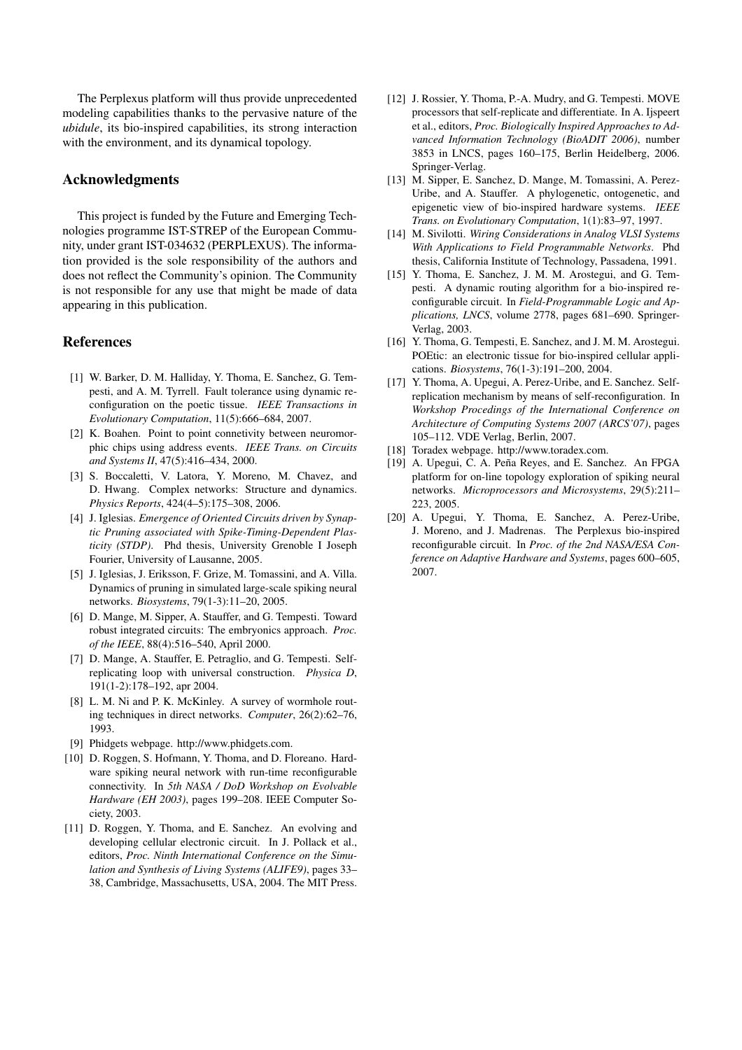The Perplexus platform will thus provide unprecedented modeling capabilities thanks to the pervasive nature of the *ubidule*, its bio-inspired capabilities, its strong interaction with the environment, and its dynamical topology.

## Acknowledgments

This project is funded by the Future and Emerging Technologies programme IST-STREP of the European Community, under grant IST-034632 (PERPLEXUS). The information provided is the sole responsibility of the authors and does not reflect the Community's opinion. The Community is not responsible for any use that might be made of data appearing in this publication.

## References

[1] W. Barker, D. M. Halliday, Y. Thoma, E. Sanchez, G. Tempesti, and A. M. Tyrrell. Fault tolerance using dynamic reconfiguration on the poetic tissue. *IEEE Transactions in Evolutionary Computation*, 11(5):666–684, 2007.

[2] K. Boahen. Point to point connetivity between neuromorphic chips using address events. *IEEE Trans. on Circuits and Systems II*, 47(5):416–434, 2000.

[3] S. Boccaletti, V. Latora, Y. Moreno, M. Chavez, and D. Hwang. Complex networks: Structure and dynamics. *Physics Reports*, 424(4–5):175–308, 2006.

[4] J. Iglesias. *Emergence of Oriented Circuits driven by Synaptic Pruning associated with Spike-Timing-Dependent Plasticity (STDP)*. Phd thesis, University Grenoble I Joseph Fourier, University of Lausanne, 2005.

[5] J. Iglesias, J. Eriksson, F. Grize, M. Tomassini, and A. Villa. Dynamics of pruning in simulated large-scale spiking neural networks. *Biosystems*, 79(1-3):11–20, 2005.

[6] D. Mange, M. Sipper, A. Stauffer, and G. Tempesti. Toward robust integrated circuits: The embryonics approach. *Proc. of the IEEE*, 88(4):516–540, April 2000.

[7] D. Mange, A. Stauffer, E. Petraglio, and G. Tempesti. Self-replicating loop with universal construction. *Physica D*, 191(1-2):178–192, apr 2004.

[8] L. M. Ni and P. K. McKinley. A survey of wormhole routing techniques in direct networks. *Computer*, 26(2):62–76, 1993.

[9] Phidgets webpage. http://www.phidgets.com.

[10] D. Roggen, S. Hofmann, Y. Thoma, and D. Floreano. Hardware spiking neural network with run-time reconfigurable connectivity. In *5th NASA / DoD Workshop on Evolvable Hardware (EH 2003)*, pages 199–208. IEEE Computer Society, 2003.

[11] D. Roggen, Y. Thoma, and E. Sanchez. An evolving and developing cellular electronic circuit. In J. Pollack et al., editors, *Proc. Ninth International Conference on the Simulation and Synthesis of Living Systems (ALIFE9)*, pages 33–38, Cambridge, Massachusetts, USA, 2004. The MIT Press.

[12] J. Rossier, Y. Thoma, P.-A. Mudry, and G. Tempesti. MOVE processors that self-replicate and differentiate. In A. Ijspeert et al., editors, *Proc. Biologically Inspired Approaches to Advanced Information Technology (BioADIT 2006)*, number 3853 in LNCS, pages 160–175, Berlin Heidelberg, 2006. Springer-Verlag.

[13] M. Sipper, E. Sanchez, D. Mange, M. Tomassini, A. Perez-Uribe, and A. Stauffer. A phylogenetic, ontogenetic, and epigenetic view of bio-inspired hardware systems. *IEEE Trans. on Evolutionary Computation*, 1(1):83–97, 1997.

[14] M. Sivilotti. *Wiring Considerations in Analog VLSI Systems With Applications to Field Programmable Networks*. Phd thesis, California Institute of Technology, Passadena, 1991.

[15] Y. Thoma, E. Sanchez, J. M. M. Arostegui, and G. Tempesti. A dynamic routing algorithm for a bio-inspired reconfigurable circuit. In *Field-Programmable Logic and Applications, LNCS*, volume 2778, pages 681–690. Springer-Verlag, 2003.

[16] Y. Thoma, G. Tempesti, E. Sanchez, and J. M. M. Arostegui. POEtic: an electronic tissue for bio-inspired cellular applications. *Biosystems*, 76(1-3):191–200, 2004.

[17] Y. Thoma, A. Upegui, A. Perez-Uribe, and E. Sanchez. Self-replication mechanism by means of self-reconfiguration. In *Workshop Procedings of the International Conference on Architecture of Computing Systems 2007 (ARCS'07)*, pages 105–112. VDE Verlag, Berlin, 2007.

[18] Toradex webpage. http://www.toradex.com.

[19] A. Upegui, C. A. Peña Reyes, and E. Sanchez. An FPGA platform for on-line topology exploration of spiking neural networks. *Microprocessors and Microsystems*, 29(5):211–223, 2005.

[20] A. Upegui, Y. Thoma, E. Sanchez, A. Perez-Uribe, J. Moreno, and J. Madrenas. The Perplexus bio-inspired reconfigurable circuit. In *Proc. of the 2nd NASA/ESA Conference on Adaptive Hardware and Systems*, pages 600–605, 2007.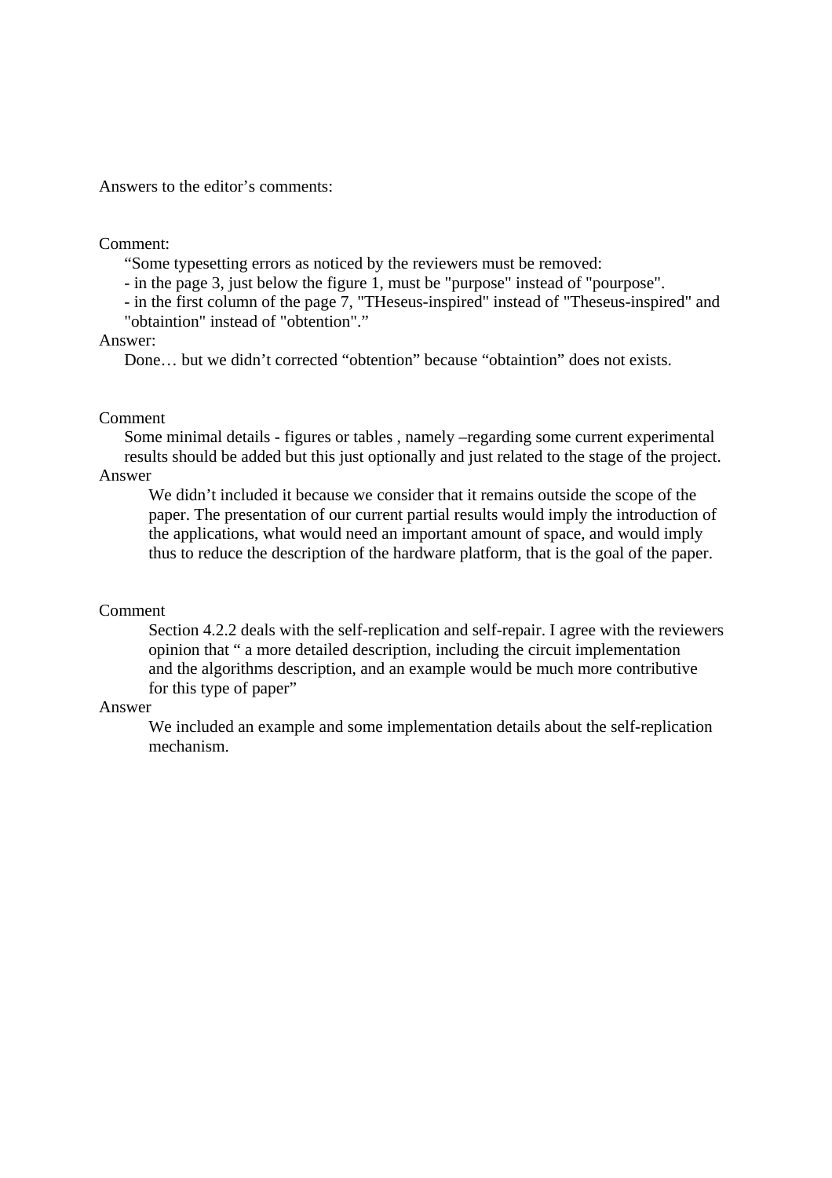Answers to the editor's comments:

Comment:

"Some typesetting errors as noticed by the reviewers must be removed:
- in the page 3, just below the figure 1, must be "purpose" instead of "pourpose".
- in the first column of the page 7, "THeseus-inspired" instead of "Theseus-inspired" and "obtaintion" instead of "obtention"."

Answer:

Done… but we didn't corrected "obtention" because "obtaintion" does not exists.

Comment

Some minimal details - figures or tables , namely –regarding some current experimental results should be added but this just optionally and just related to the stage of the project.

Answer

We didn't included it because we consider that it remains outside the scope of the paper. The presentation of our current partial results would imply the introduction of the applications, what would need an important amount of space, and would imply thus to reduce the description of the hardware platform, that is the goal of the paper.

Comment

Section 4.2.2 deals with the self-replication and self-repair. I agree with the reviewers opinion that " a more detailed description, including the circuit implementation and the algorithms description, and an example would be much more contributive for this type of paper"

Answer

We included an example and some implementation details about the self-replication mechanism.